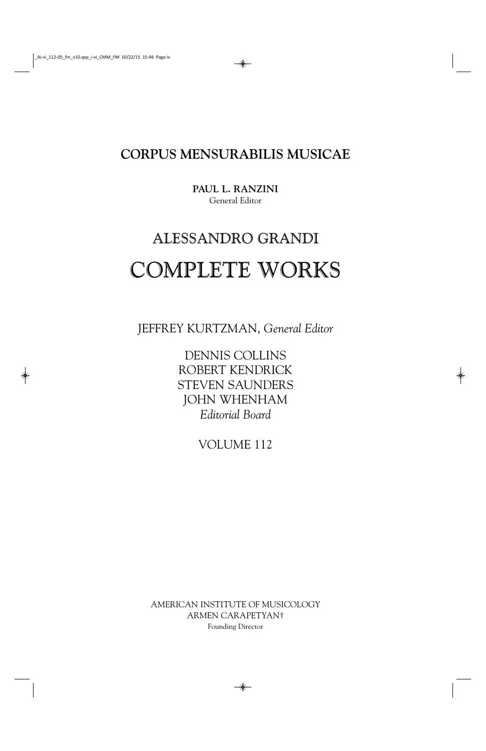# CORPUS MENSURABILIS MUSICAE

**PAUL L. RANZINI**
General Editor

## ALESSANDRO GRANDI

# COMPLETE WORKS

JEFFREY KURTZMAN, *General Editor*

DENNIS COLLINS
ROBERT KENDRICK
STEVEN SAUNDERS
JOHN WHENHAM
*Editorial Board*

VOLUME 112

AMERICAN INSTITUTE OF MUSICOLOGY
ARMEN CARAPETYAN†
Founding Director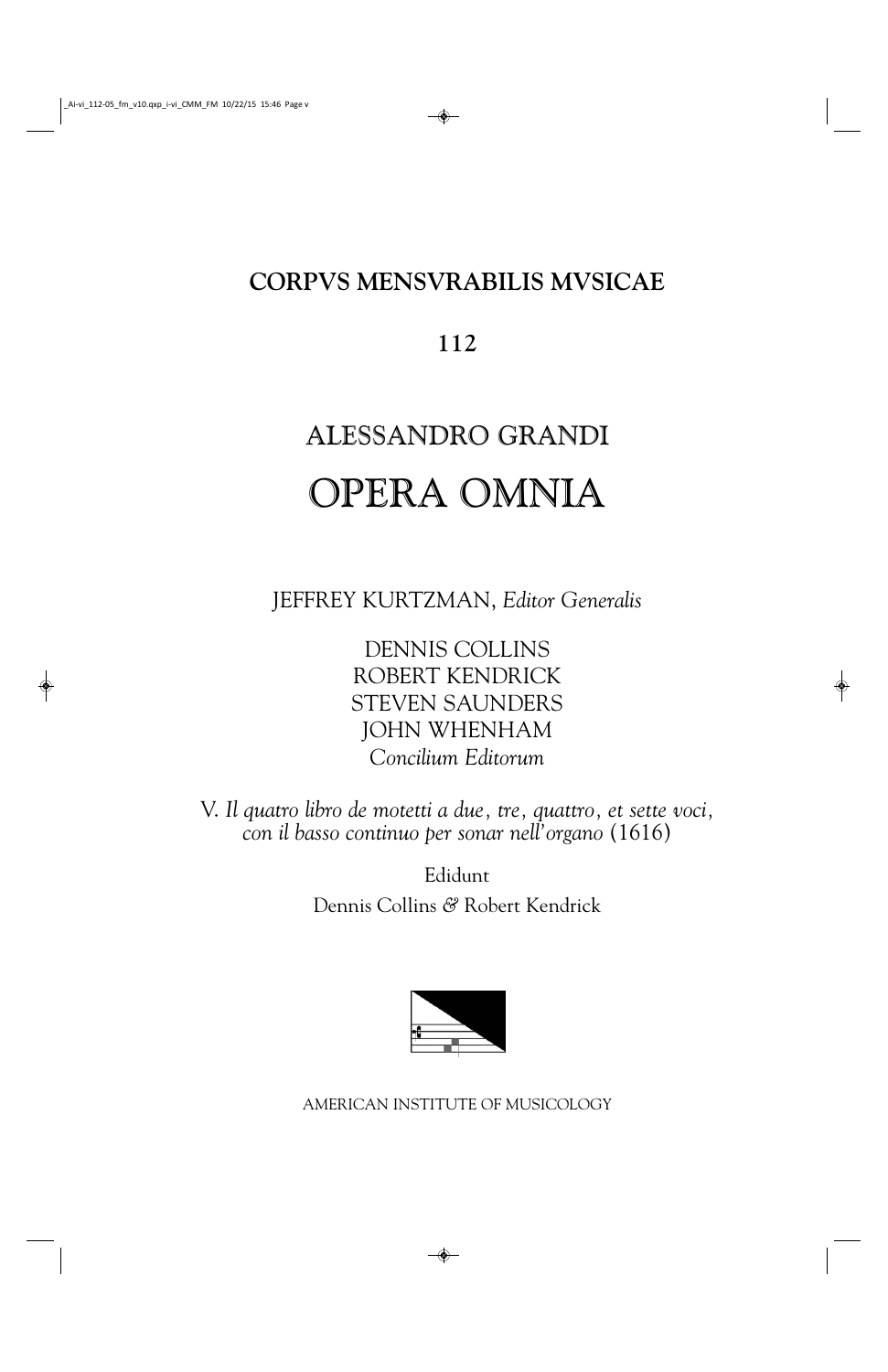# CORPVS MENSVRABILIS MVSICAE

## 112

# ALESSANDRO GRANDI

# OPERA OMNIA

JEFFREY KURTZMAN, *Editor Generalis*

DENNIS COLLINS
ROBERT KENDRICK
STEVEN SAUNDERS
JOHN WHENHAM
*Concilium Editorum*

V. *Il quatro libro de motetti a due, tre, quattro, et sette voci, con il basso continuo per sonar nell'organo* (1616)

Edidunt

Dennis Collins & Robert Kendrick

AMERICAN INSTITUTE OF MUSICOLOGY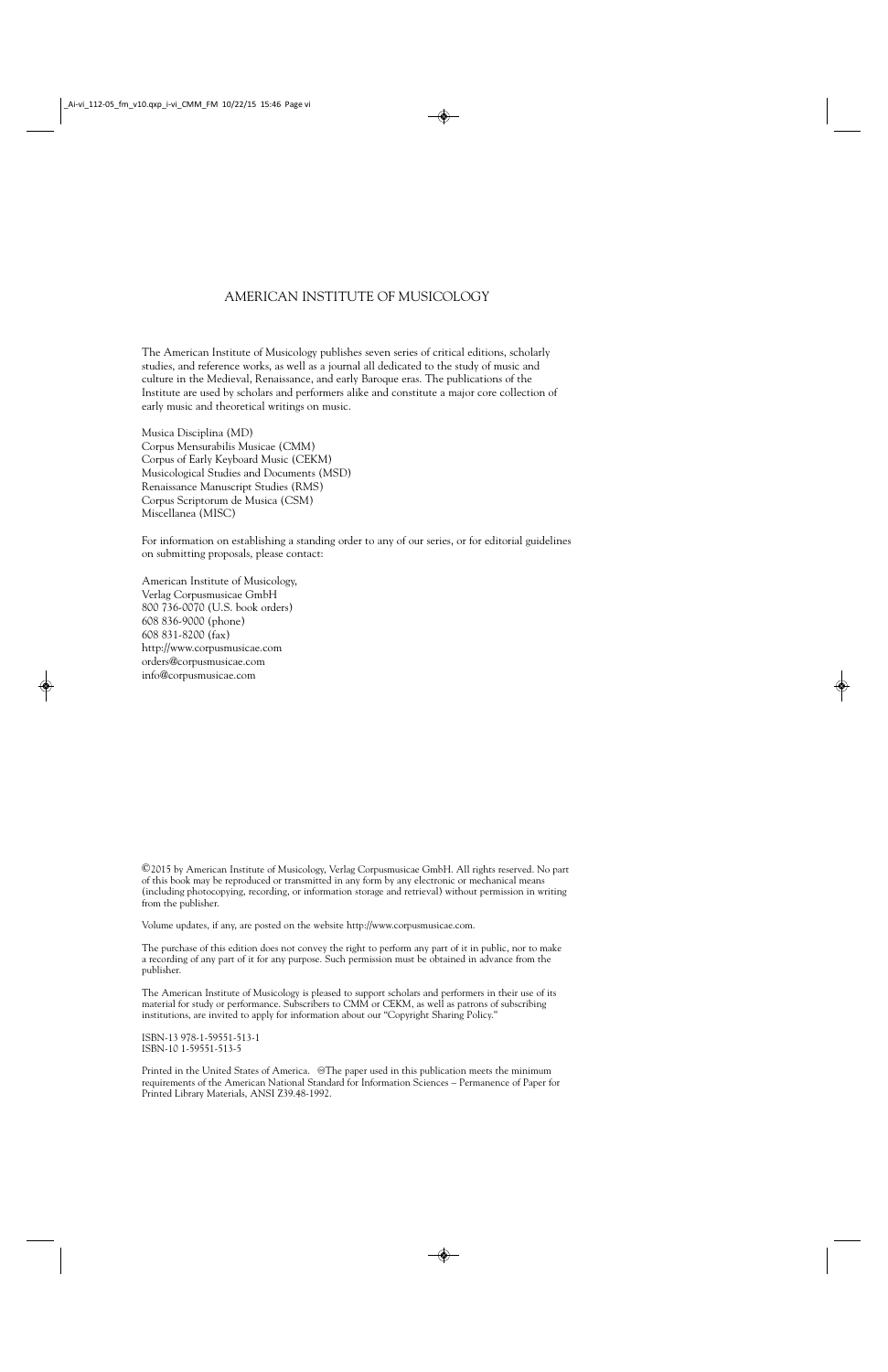# AMERICAN INSTITUTE OF MUSICOLOGY

The American Institute of Musicology publishes seven series of critical editions, scholarly studies, and reference works, as well as a journal all dedicated to the study of music and culture in the Medieval, Renaissance, and early Baroque eras. The publications of the Institute are used by scholars and performers alike and constitute a major core collection of early music and theoretical writings on music.

Musica Disciplina (MD)
Corpus Mensurabilis Musicae (CMM)
Corpus of Early Keyboard Music (CEKM)
Musicological Studies and Documents (MSD)
Renaissance Manuscript Studies (RMS)
Corpus Scriptorum de Musica (CSM)
Miscellanea (MISC)

For information on establishing a standing order to any of our series, or for editorial guidelines on submitting proposals, please contact:

American Institute of Musicology,
Verlag Corpusmusicae GmbH
800 736-0070 (U.S. book orders)
608 836-9000 (phone)
608 831-8200 (fax)
http://www.corpusmusicae.com
orders@corpusmusicae.com
info@corpusmusicae.com

©2015 by American Institute of Musicology, Verlag Corpusmusicae GmbH. All rights reserved. No part of this book may be reproduced or transmitted in any form by any electronic or mechanical means (including photocopying, recording, or information storage and retrieval) without permission in writing from the publisher.

Volume updates, if any, are posted on the website http://www.corpusmusicae.com.

The purchase of this edition does not convey the right to perform any part of it in public, nor to make a recording of any part of it for any purpose. Such permission must be obtained in advance from the publisher.

The American Institute of Musicology is pleased to support scholars and performers in their use of its material for study or performance. Subscribers to CMM or CEKM, as well as patrons of subscribing institutions, are invited to apply for information about our "Copyright Sharing Policy."

ISBN-13 978-1-59551-513-1
ISBN-10 1-59551-513-5

Printed in the United States of America. ∞The paper used in this publication meets the minimum requirements of the American National Standard for Information Sciences – Permanence of Paper for Printed Library Materials, ANSI Z39.48-1992.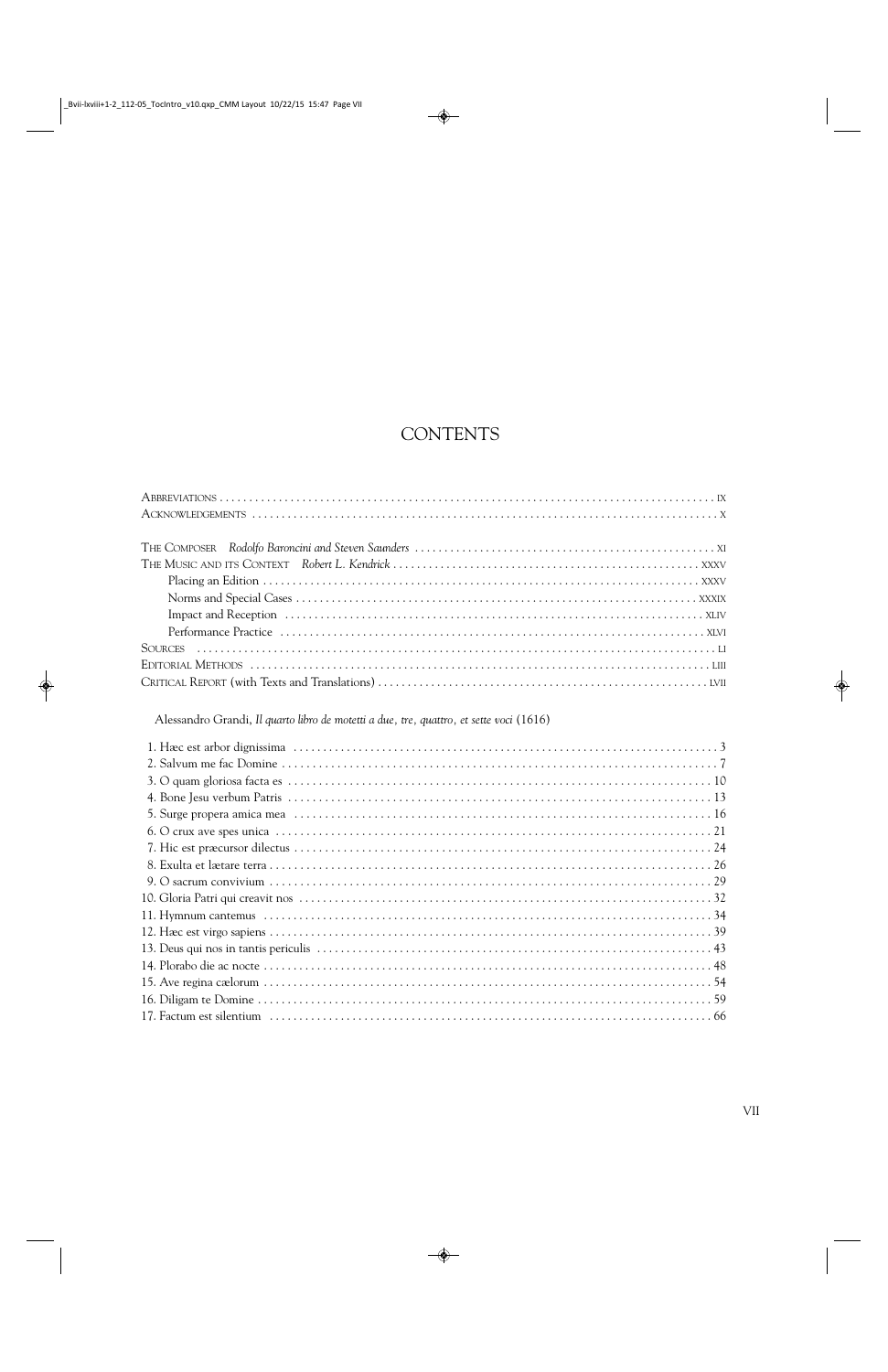# CONTENTS

Abbreviations . . . . . . . . . . . . . . . . . . . . . . . . . . . . . . . . . . . . . . . . . . . . . . . . . . . . . . . . . . . . . . . . . . . . . . . . . . . . . . . ix

Acknowledgements . . . . . . . . . . . . . . . . . . . . . . . . . . . . . . . . . . . . . . . . . . . . . . . . . . . . . . . . . . . . . . . . . . . . . . . . . . . . . x

The Composer *Rodolfo Baroncini and Steven Saunders* . . . . . . . . . . . . . . . . . . . . . . . . . . . . . . . . . . . . . . . . . . . . . . . . . xi

The Music and its Context *Robert L. Kendrick* . . . . . . . . . . . . . . . . . . . . . . . . . . . . . . . . . . . . . . . . . . . . . . . . . . xxxv

- Placing an Edition . . . . . . . . . . . . . . . . . . . . . . . . . . . . . . . . . . . . . . . . . . . . . . . . . . . . . . . . . . . . . . . . . . . . . xxxv
- Norms and Special Cases . . . . . . . . . . . . . . . . . . . . . . . . . . . . . . . . . . . . . . . . . . . . . . . . . . . . . . . . . . . . . . . . . xxxix
- Impact and Reception . . . . . . . . . . . . . . . . . . . . . . . . . . . . . . . . . . . . . . . . . . . . . . . . . . . . . . . . . . . . . . . . . . . xliv
- Performance Practice . . . . . . . . . . . . . . . . . . . . . . . . . . . . . . . . . . . . . . . . . . . . . . . . . . . . . . . . . . . . . . . . . . . . xlvi

Sources . . . . . . . . . . . . . . . . . . . . . . . . . . . . . . . . . . . . . . . . . . . . . . . . . . . . . . . . . . . . . . . . . . . . . . . . . . . . . . . . . . . . . li

Editorial Methods . . . . . . . . . . . . . . . . . . . . . . . . . . . . . . . . . . . . . . . . . . . . . . . . . . . . . . . . . . . . . . . . . . . . . . . . . . . . liii

Critical Report (with Texts and Translations) . . . . . . . . . . . . . . . . . . . . . . . . . . . . . . . . . . . . . . . . . . . . . . . . . . . . . . lvii

Alessandro Grandi, *Il quarto libro de motetti a due, tre, quattro, et sette voci* (1616)

1. Hæc est arbor dignissima . . . . . . . . . . . . . . . . . . . . . . . . . . . . . . . . . . . . . . . . . . . . . . . . . . . . . . . . . . . . . . . 3
2. Salvum me fac Domine . . . . . . . . . . . . . . . . . . . . . . . . . . . . . . . . . . . . . . . . . . . . . . . . . . . . . . . . . . . . . . . . 7
3. O quam gloriosa facta es . . . . . . . . . . . . . . . . . . . . . . . . . . . . . . . . . . . . . . . . . . . . . . . . . . . . . . . . . . . . . . 10
4. Bone Jesu verbum Patris . . . . . . . . . . . . . . . . . . . . . . . . . . . . . . . . . . . . . . . . . . . . . . . . . . . . . . . . . . . . . . 13
5. Surge propera amica mea . . . . . . . . . . . . . . . . . . . . . . . . . . . . . . . . . . . . . . . . . . . . . . . . . . . . . . . . . . . . . 16
6. O crux ave spes unica . . . . . . . . . . . . . . . . . . . . . . . . . . . . . . . . . . . . . . . . . . . . . . . . . . . . . . . . . . . . . . . . 21
7. Hic est præcursor dilectus . . . . . . . . . . . . . . . . . . . . . . . . . . . . . . . . . . . . . . . . . . . . . . . . . . . . . . . . . . . . . 24
8. Exulta et lætare terra . . . . . . . . . . . . . . . . . . . . . . . . . . . . . . . . . . . . . . . . . . . . . . . . . . . . . . . . . . . . . . . . . 26
9. O sacrum convivium . . . . . . . . . . . . . . . . . . . . . . . . . . . . . . . . . . . . . . . . . . . . . . . . . . . . . . . . . . . . . . . . . 29
10. Gloria Patri qui creavit nos . . . . . . . . . . . . . . . . . . . . . . . . . . . . . . . . . . . . . . . . . . . . . . . . . . . . . . . . . . . 32
11. Hymnum cantemus . . . . . . . . . . . . . . . . . . . . . . . . . . . . . . . . . . . . . . . . . . . . . . . . . . . . . . . . . . . . . . . . . 34
12. Hæc est virgo sapiens . . . . . . . . . . . . . . . . . . . . . . . . . . . . . . . . . . . . . . . . . . . . . . . . . . . . . . . . . . . . . . . 39
13. Deus qui nos in tantis periculis . . . . . . . . . . . . . . . . . . . . . . . . . . . . . . . . . . . . . . . . . . . . . . . . . . . . . . . . 43
14. Plorabo die ac nocte . . . . . . . . . . . . . . . . . . . . . . . . . . . . . . . . . . . . . . . . . . . . . . . . . . . . . . . . . . . . . . . . 48
15. Ave regina cælorum . . . . . . . . . . . . . . . . . . . . . . . . . . . . . . . . . . . . . . . . . . . . . . . . . . . . . . . . . . . . . . . . 54
16. Diligam te Domine . . . . . . . . . . . . . . . . . . . . . . . . . . . . . . . . . . . . . . . . . . . . . . . . . . . . . . . . . . . . . . . . . 59
17. Factum est silentium . . . . . . . . . . . . . . . . . . . . . . . . . . . . . . . . . . . . . . . . . . . . . . . . . . . . . . . . . . . . . . . 66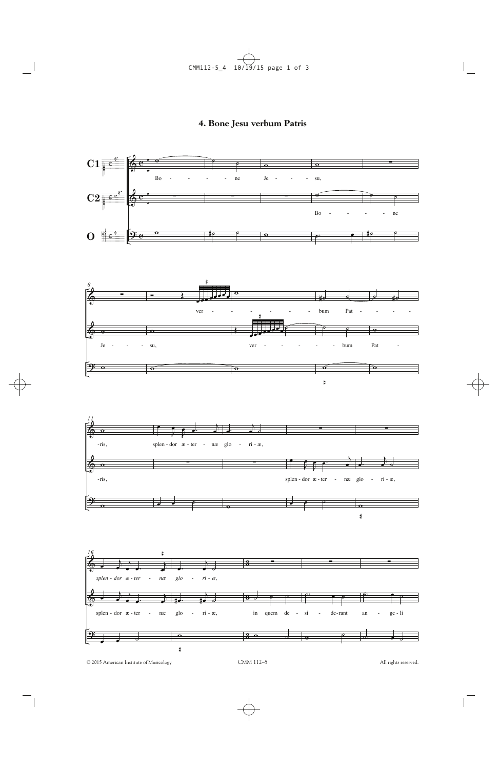# 4. Bone Jesu verbum Patris

© 2015 American Institute of Musicology

CMM 112–5

All rights reserved.